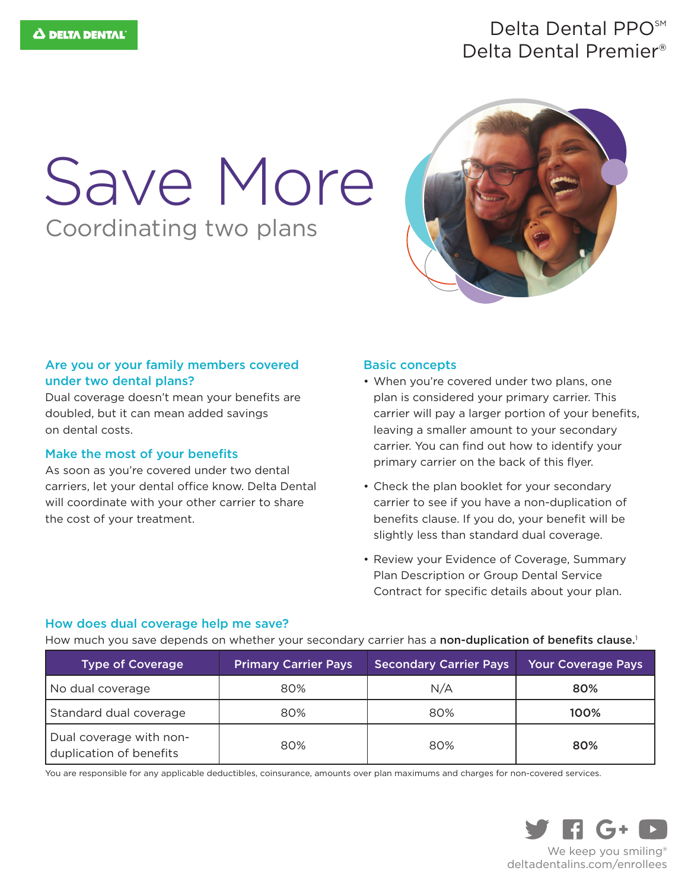Delta Dental PPO℠
Delta Dental Premier®

# Save More

## Coordinating two plans

### Are you or your family members covered under two dental plans?

Dual coverage doesn't mean your benefits are doubled, but it can mean added savings on dental costs.

### Make the most of your benefits

As soon as you're covered under two dental carriers, let your dental office know. Delta Dental will coordinate with your other carrier to share the cost of your treatment.

### Basic concepts

- When you're covered under two plans, one plan is considered your primary carrier. This carrier will pay a larger portion of your benefits, leaving a smaller amount to your secondary carrier. You can find out how to identify your primary carrier on the back of this flyer.
- Check the plan booklet for your secondary carrier to see if you have a non-duplication of benefits clause. If you do, your benefit will be slightly less than standard dual coverage.
- Review your Evidence of Coverage, Summary Plan Description or Group Dental Service Contract for specific details about your plan.

### How does dual coverage help me save?

How much you save depends on whether your secondary carrier has a **non-duplication of benefits clause.**[1]

| Type of Coverage | Primary Carrier Pays | Secondary Carrier Pays | Your Coverage Pays |
|---|---|---|---|
| No dual coverage | 80% | N/A | **80%** |
| Standard dual coverage | 80% | 80% | **100%** |
| Dual coverage with non-duplication of benefits | 80% | 80% | **80%** |

You are responsible for any applicable deductibles, coinsurance, amounts over plan maximums and charges for non-covered services.

We keep you smiling®
deltadentalins.com/enrollees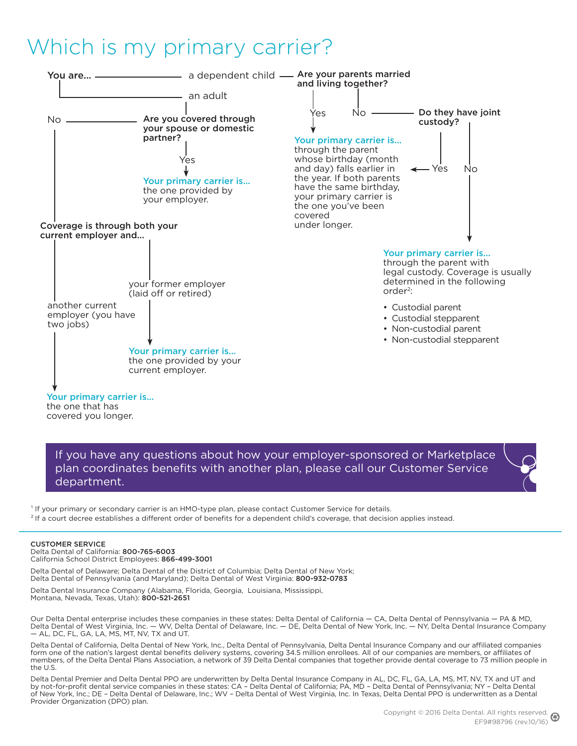# Which is my primary carrier?

**You are...**

a dependent child — **Are your parents married and living together?**

- Yes → **Your primary carrier is...** through the parent whose birthday (month and day) falls earlier in the year. If both parents have the same birthday, your primary carrier is the one you've been covered under longer.
- No → **Do they have joint custody?**
  - Yes → **Your primary carrier is...** through the parent whose birthday (month and day) falls earlier in the year. If both parents have the same birthday, your primary carrier is the one you've been covered under longer.
  - No → **Your primary carrier is...** through the parent with legal custody. Coverage is usually determined in the following order[2]:
    - Custodial parent
    - Custodial stepparent
    - Non-custodial parent
    - Non-custodial stepparent

an adult — **Are you covered through your spouse or domestic partner?**

- Yes → **Your primary carrier is...** the one provided by your employer.
- No → **Coverage is through both your current employer and...**
  - your former employer (laid off or retired) → **Your primary carrier is...** the one provided by your current employer.
  - another current employer (you have two jobs) → **Your primary carrier is...** the one that has covered you longer.

If you have any questions about how your employer-sponsored or Marketplace plan coordinates benefits with another plan, please call our Customer Service department.

[1] If your primary or secondary carrier is an HMO-type plan, please contact Customer Service for details.

[2] If a court decree establishes a different order of benefits for a dependent child's coverage, that decision applies instead.

**CUSTOMER SERVICE**

Delta Dental of California: **800-765-6003**
California School District Employees: **866-499-3001**

Delta Dental of Delaware; Delta Dental of the District of Columbia; Delta Dental of New York; Delta Dental of Pennsylvania (and Maryland); Delta Dental of West Virginia: **800-932-0783**

Delta Dental Insurance Company (Alabama, Florida, Georgia, Louisiana, Mississippi, Montana, Nevada, Texas, Utah): **800-521-2651**

Our Delta Dental enterprise includes these companies in these states: Delta Dental of California — CA, Delta Dental of Pennsylvania — PA & MD, Delta Dental of West Virginia, Inc. — WV, Delta Dental of Delaware, Inc. — DE, Delta Dental of New York, Inc. — NY, Delta Dental Insurance Company — AL, DC, FL, GA, LA, MS, MT, NV, TX and UT.

Delta Dental of California, Delta Dental of New York, Inc., Delta Dental of Pennsylvania, Delta Dental Insurance Company and our affiliated companies form one of the nation's largest dental benefits delivery systems, covering 34.5 million enrollees. All of our companies are members, or affiliates of members, of the Delta Dental Plans Association, a network of 39 Delta Dental companies that together provide dental coverage to 73 million people in the U.S.

Delta Dental Premier and Delta Dental PPO are underwritten by Delta Dental Insurance Company in AL, DC, FL, GA, LA, MS, MT, NV, TX and UT and by not-for-profit dental service companies in these states: CA – Delta Dental of California; PA, MD – Delta Dental of Pennsylvania; NY – Delta Dental of New York, Inc.; DE – Delta Dental of Delaware, Inc.; WV – Delta Dental of West Virginia, Inc. In Texas, Delta Dental PPO is underwritten as a Dental Provider Organization (DPO) plan.

Copyright © 2016 Delta Dental. All rights reserved.
EF9#98796 (rev.10/16)